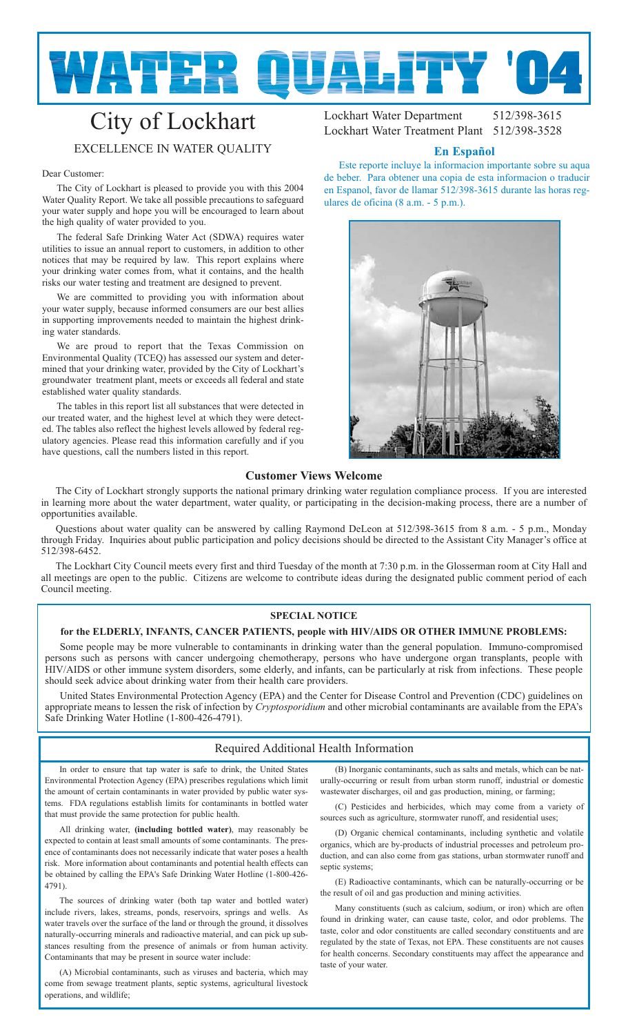# WATER QUALITY '04

# City of Lockhart

EXCELLENCE IN WATER QUALITY

Lockhart Water Department 512/398-3615
Lockhart Water Treatment Plant 512/398-3528

Dear Customer:

The City of Lockhart is pleased to provide you with this 2004 Water Quality Report. We take all possible precautions to safeguard your water supply and hope you will be encouraged to learn about the high quality of water provided to you.

The federal Safe Drinking Water Act (SDWA) requires water utilities to issue an annual report to customers, in addition to other notices that may be required by law. This report explains where your drinking water comes from, what it contains, and the health risks our water testing and treatment are designed to prevent.

We are committed to providing you with information about your water supply, because informed consumers are our best allies in supporting improvements needed to maintain the highest drinking water standards.

We are proud to report that the Texas Commission on Environmental Quality (TCEQ) has assessed our system and determined that your drinking water, provided by the City of Lockhart's groundwater treatment plant, meets or exceeds all federal and state established water quality standards.

The tables in this report list all substances that were detected in our treated water, and the highest level at which they were detected. The tables also reflect the highest levels allowed by federal regulatory agencies. Please read this information carefully and if you have questions, call the numbers listed in this report.

### En Español

Este reporte incluye la informacion importante sobre su aqua de beber. Para obtener una copia de esta informacion o traducir en Espanol, favor de llamar 512/398-3615 durante las horas regulares de oficina (8 a.m. - 5 p.m.).

## Customer Views Welcome

The City of Lockhart strongly supports the national primary drinking water regulation compliance process. If you are interested in learning more about the water department, water quality, or participating in the decision-making process, there are a number of opportunities available.

Questions about water quality can be answered by calling Raymond DeLeon at 512/398-3615 from 8 a.m. - 5 p.m., Monday through Friday. Inquiries about public participation and policy decisions should be directed to the Assistant City Manager's office at 512/398-6452.

The Lockhart City Council meets every first and third Tuesday of the month at 7:30 p.m. in the Glosserman room at City Hall and all meetings are open to the public. Citizens are welcome to contribute ideas during the designated public comment period of each Council meeting.

### SPECIAL NOTICE

**for the ELDERLY, INFANTS, CANCER PATIENTS, people with HIV/AIDS OR OTHER IMMUNE PROBLEMS:**

Some people may be more vulnerable to contaminants in drinking water than the general population. Immuno-compromised persons such as persons with cancer undergoing chemotherapy, persons who have undergone organ transplants, people with HIV/AIDS or other immune system disorders, some elderly, and infants, can be particularly at risk from infections. These people should seek advice about drinking water from their health care providers.

United States Environmental Protection Agency (EPA) and the Center for Disease Control and Prevention (CDC) guidelines on appropriate means to lessen the risk of infection by *Cryptosporidium* and other microbial contaminants are available from the EPA's Safe Drinking Water Hotline (1-800-426-4791).

## Required Additional Health Information

In order to ensure that tap water is safe to drink, the United States Environmental Protection Agency (EPA) prescribes regulations which limit the amount of certain contaminants in water provided by public water systems. FDA regulations establish limits for contaminants in bottled water that must provide the same protection for public health.

All drinking water, **(including bottled water)**, may reasonably be expected to contain at least small amounts of some contaminants. The presence of contaminants does not necessarily indicate that water poses a health risk. More information about contaminants and potential health effects can be obtained by calling the EPA's Safe Drinking Water Hotline (1-800-426-4791).

The sources of drinking water (both tap water and bottled water) include rivers, lakes, streams, ponds, reservoirs, springs and wells. As water travels over the surface of the land or through the ground, it dissolves naturally-occurring minerals and radioactive material, and can pick up substances resulting from the presence of animals or from human activity. Contaminants that may be present in source water include:

(A) Microbial contaminants, such as viruses and bacteria, which may come from sewage treatment plants, septic systems, agricultural livestock operations, and wildlife;

(B) Inorganic contaminants, such as salts and metals, which can be naturally-occurring or result from urban storm runoff, industrial or domestic wastewater discharges, oil and gas production, mining, or farming;

(C) Pesticides and herbicides, which may come from a variety of sources such as agriculture, stormwater runoff, and residential uses;

(D) Organic chemical contaminants, including synthetic and volatile organics, which are by-products of industrial processes and petroleum production, and can also come from gas stations, urban stormwater runoff and septic systems;

(E) Radioactive contaminants, which can be naturally-occurring or be the result of oil and gas production and mining activities.

Many constituents (such as calcium, sodium, or iron) which are often found in drinking water, can cause taste, color, and odor problems. The taste, color and odor constituents are called secondary constituents and are regulated by the state of Texas, not EPA. These constituents are not causes for health concerns. Secondary constituents may affect the appearance and taste of your water.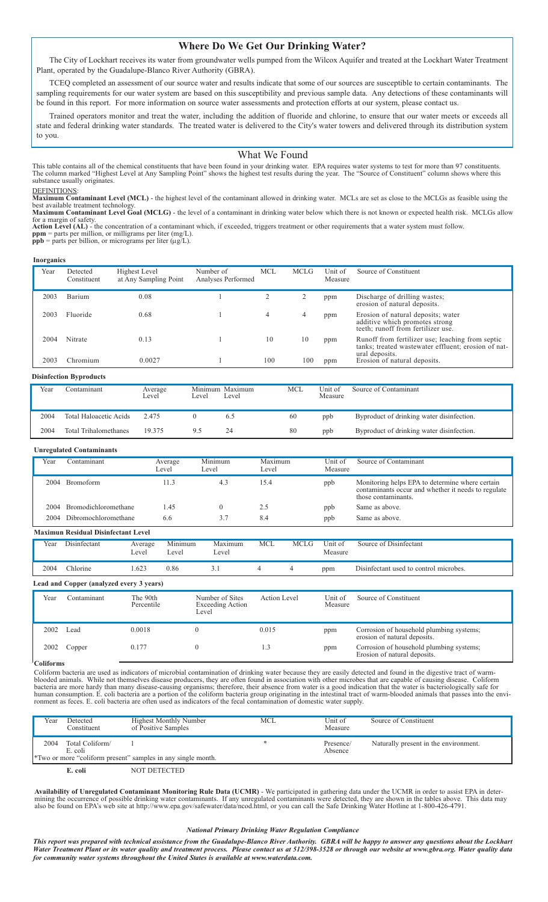## Where Do We Get Our Drinking Water?

The City of Lockhart receives its water from groundwater wells pumped from the Wilcox Aquifer and treated at the Lockhart Water Treatment Plant, operated by the Guadalupe-Blanco River Authority (GBRA).

TCEQ completed an assessment of our source water and results indicate that some of our sources are susceptible to certain contaminants. The sampling requirements for our water system are based on this susceptibility and previous sample data. Any detections of these contaminants will be found in this report. For more information on source water assessments and protection efforts at our system, please contact us.

Trained operators monitor and treat the water, including the addition of fluoride and chlorine, to ensure that our water meets or exceeds all state and federal drinking water standards. The treated water is delivered to the City's water towers and delivered through its distribution system to you.

## What We Found

This table contains all of the chemical constituents that have been found in your drinking water. EPA requires water systems to test for more than 97 constituents. The column marked "Highest Level at Any Sampling Point" shows the highest test results during the year. The "Source of Constituent" column shows where this substance usually originates.

DEFINITIONS:

**Maximum Contaminant Level (MCL)** - the highest level of the contaminant allowed in drinking water. MCLs are set as close to the MCLGs as feasible using the best available treatment technology.

**Maximum Contaminant Level Goal (MCLG)** - the level of a contaminant in drinking water below which there is not known or expected health risk. MCLGs allow for a margin of safety.

**Action Level (AL)** - the concentration of a contaminant which, if exceeded, triggers treatment or other requirements that a water system must follow.

**ppm** = parts per million, or milligrams per liter (mg/L).

**ppb** = parts per billion, or micrograms per liter (µg/L).

**Inorganics**

| Year | Detected Constituent | Highest Level at Any Sampling Point | Number of Analyses Performed | MCL | MCLG | Unit of Measure | Source of Constituent |
|---|---|---|---|---|---|---|---|
| 2003 | Barium | 0.08 | 1 | 2 | 2 | ppm | Discharge of drilling wastes; erosion of natural deposits. |
| 2003 | Fluoride | 0.68 | 1 | 4 | 4 | ppm | Erosion of natural deposits; water additive which promotes strong teeth; runoff from fertilizer use. |
| 2004 | Nitrate | 0.13 | 1 | 10 | 10 | ppm | Runoff from fertilizer use; leaching from septic tanks; treated wastewater effluent; erosion of natural deposits. |
| 2003 | Chromium | 0.0027 | 1 | 100 | 100 | ppm | Erosion of natural deposits. |

**Disinfection Byproducts**

| Year | Contaminant | Average Level | Minimum Level | Maximum Level | MCL | Unit of Measure | Source of Contaminant |
|---|---|---|---|---|---|---|---|
| 2004 | Total Haloacetic Acids | 2.475 | 0 | 6.5 | 60 | ppb | Byproduct of drinking water disinfection. |
| 2004 | Total Trihalomethanes | 19.375 | 9.5 | 24 | 80 | ppb | Byproduct of drinking water disinfection. |

**Unregulated Contaminants**

| Year | Contaminant | Average Level | Minimum Level | Maximum Level | Unit of Measure | Source of Contaminant |
|---|---|---|---|---|---|---|
| 2004 | Bromoform | 11.3 | 4.3 | 15.4 | ppb | Monitoring helps EPA to determine where certain contaminants occur and whether it needs to regulate those contaminants. |
| 2004 | Bromodichloromethane | 1.45 | 0 | 2.5 | ppb | Same as above. |
| 2004 | Dibromochloromethane | 6.6 | 3.7 | 8.4 | ppb | Same as above. |

**Maximun Residual Disinfectant Level**

| Year | Disinfectant | Average Level | Minimum Level | Maximum Level | MCL | MCLG | Unit of Measure | Source of Disinfectant |
|---|---|---|---|---|---|---|---|---|
| 2004 | Chlorine | 1.623 | 0.86 | 3.1 | 4 | 4 | ppm | Disinfectant used to control microbes. |

**Lead and Copper (analyzed every 3 years)**

| Year | Contaminant | The 90th Percentile | Number of Sites Exceeding Action Level | Action Level | Unit of Measure | Source of Constituent |
|---|---|---|---|---|---|---|
| 2002 | Lead | 0.0018 | 0 | 0.015 | ppm | Corrosion of household plumbing systems; erosion of natural deposits. |
| 2002 | Copper | 0.177 | 0 | 1.3 | ppm | Corrosion of household plumbing systems; Erosion of natural deposits. |

**Coliforms**

Coliform bacteria are used as indicators of microbial contamination of drinking water because they are easily detected and found in the digestive tract of warm-blooded animals. While not themselves disease producers, they are often found in association with other microbes that are capable of causing disease. Coliform bacteria are more hardy than many disease-causing organisms; therefore, their absence from water is a good indication that the water is bacteriologically safe for human consumption. E. coli bacteria are a portion of the coliform bacteria group originating in the intestinal tract of warm-blooded animals that passes into the environment as feces. E. coli bacteria are often used as indicators of the fecal contamination of domestic water supply.

| Year | Detected Constituent | Highest Monthly Number of Positive Samples | MCL | Unit of Measure | Source of Constituent |
|---|---|---|---|---|---|
| 2004 | Total Coliform/ E. coli | 1 | * | Presence/ Absence | Naturally present in the environment. |

*Two or more "coliform present" samples in any single month.

**E. coli** NOT DETECTED

**Availability of Unregulated Contaminant Monitoring Rule Data (UCMR)** - We participated in gathering data under the UCMR in order to assist EPA in determining the occurrence of possible drinking water contaminants. If any unregulated contaminants were detected, they are shown in the tables above. This data may also be found on EPA's web site at http://www.epa.gov/safewater/data/ncod.html, or you can call the Safe Drinking Water Hotline at 1-800-426-4791.

***National Primary Drinking Water Regulation Compliance***

***This report was prepared with technical assistance from the Guadalupe-Blanco River Authority. GBRA will be happy to answer any questions about the Lockhart Water Treatment Plant or its water quality and treatment process. Please contact us at 512/398-3528 or through our website at www.gbra.org. Water quality data for community water systems throughout the United States is available at www.waterdata.com.***